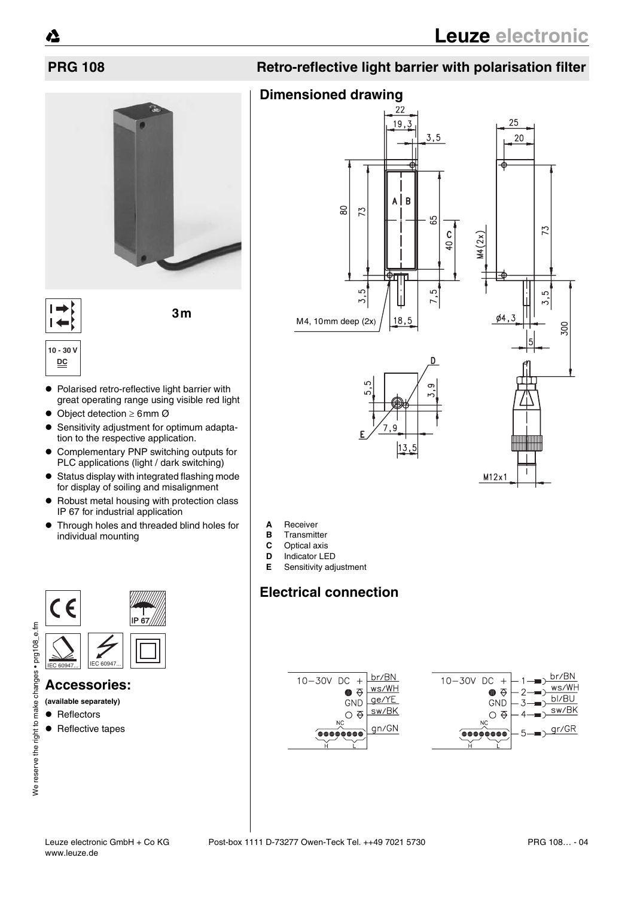# PRG 108

## Retro-reflective light barrier with polarisation filter

3m

10 - 30 V DC

- Polarised retro-reflective light barrier with great operating range using visible red light
- Object detection ≥ 6mm Ø
- Sensitivity adjustment for optimum adaptation to the respective application.
- Complementary PNP switching outputs for PLC applications (light / dark switching)
- Status display with integrated flashing mode for display of soiling and misalignment
- Robust metal housing with protection class IP 67 for industrial application
- Through holes and threaded blind holes for individual mounting

IP 67

IEC 60947...

IEC 60947...

## Accessories:

**(available separately)**

- Reflectors
- Reflective tapes

## Dimensioned drawing

M4, 10mm deep (2x)

M4(2x)

Ø4,3

M12x1

**A** Receiver
**B** Transmitter
**C** Optical axis
**D** Indicator LED
**E** Sensitivity adjustment

## Electrical connection

10–30V DC + br/BN
ws/WH
GND ge/YE
sw/BK
NC gn/GN
H L

10–30V DC + 1 br/BN
2 ws/WH
GND 3 bl/BU
4 sw/BK
NC 5 gr/GR
H L

We reserve the right to make changes • prg108_e.fm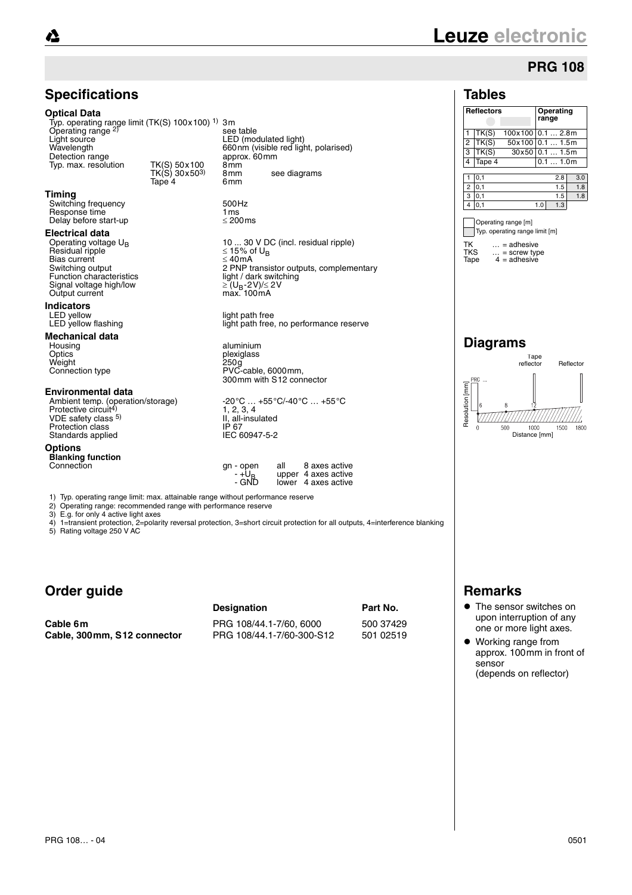# Leuze electronic

## PRG 108

## Specifications

### Optical Data

| | | | |
|---|---|---|---|
| Typ. operating range limit (TK(S) 100x100) [1] | | 3m | |
| Operating range [2] | | see table | |
| Light source | | LED (modulated light) | |
| Wavelength | | 660nm (visible red light, polarised) | |
| Detection range | | approx. 60mm | |
| Typ. max. resolution | TK(S) 50x100 | 8mm | |
| | TK(S) 30x50[3] | 8mm | see diagrams |
| | Tape 4 | 6mm | |

### Timing

| | |
|---|---|
| Switching frequency | 500Hz |
| Response time | 1ms |
| Delay before start-up | ≤ 200ms |

### Electrical data

| | |
|---|---|
| Operating voltage $U_B$ | 10 ... 30 V DC (incl. residual ripple) |
| Residual ripple | ≤ 15% of $U_B$ |
| Bias current | ≤ 40mA |
| Switching output | 2 PNP transistor outputs, complementary |
| Function characteristics | light / dark switching |
| Signal voltage high/low | ≥ ($U_B$-2V)/≤ 2V |
| Output current | max. 100mA |

### Indicators

| | |
|---|---|
| LED yellow | light path free |
| LED yellow flashing | light path free, no performance reserve |

### Mechanical data

| | |
|---|---|
| Housing | aluminium |
| Optics | plexiglass |
| Weight | 250g |
| Connection type | PVC-cable, 6000mm, 300mm with S12 connector |

### Environmental data

| | |
|---|---|
| Ambient temp. (operation/storage) | -20°C … +55°C/-40°C … +55°C |
| Protective circuit[4] | 1, 2, 3, 4 |
| VDE safety class [5] | II, all-insulated |
| Protection class | IP 67 |
| Standards applied | IEC 60947-5-2 |

### Options

**Blanking function**

| | | | |
|---|---|---|---|
| Connection | gn - open | all | 8 axes active |
| | - $+U_B$ | upper | 4 axes active |
| | - GND | lower | 4 axes active |

1) Typ. operating range limit: max. attainable range without performance reserve
2) Operating range: recommended range with performance reserve
3) E.g. for only 4 active light axes
4) 1=transient protection, 2=polarity reversal protection, 3=short circuit protection for all outputs, 4=interference blanking
5) Rating voltage 250 V AC

## Tables

| | Reflectors | | Operating range |
|---|---|---|---|
| 1 | TK(S) | 100x100 | 0.1 … 2.8m |
| 2 | TK(S) | 50x100 | 0.1 … 1.5m |
| 3 | TK(S) | 30x50 | 0.1 … 1.5m |
| 4 | Tape 4 | | 0.1 … 1.0m |

| | | | |
|---|---|---|---|
| 1 | 0,1 | 2.8 | 3.0 |
| 2 | 0,1 | 1.5 | 1.8 |
| 3 | 0,1 | 1.5 | 1.8 |
| 4 | 0,1 | 1.0 | 1.3 |

Operating range [m]
Typ. operating range limit [m]

TK … = adhesive
TKS … = screw type
Tape 4 = adhesive

## Diagrams

Tape reflector
Reflector
PRG ...
Resolution [mm]
6
8
12
0
500
1000
1500
1800
Distance [mm]

## Order guide

| | Designation | Part No. |
|---|---|---|
| **Cable 6m** | PRG 108/44.1-7/60, 6000 | 500 37429 |
| **Cable, 300mm, S12 connector** | PRG 108/44.1-7/60-300-S12 | 501 02519 |

## Remarks

- The sensor switches on upon interruption of any one or more light axes.
- Working range from approx. 100mm in front of sensor (depends on reflector)

PRG 108… - 04

0501